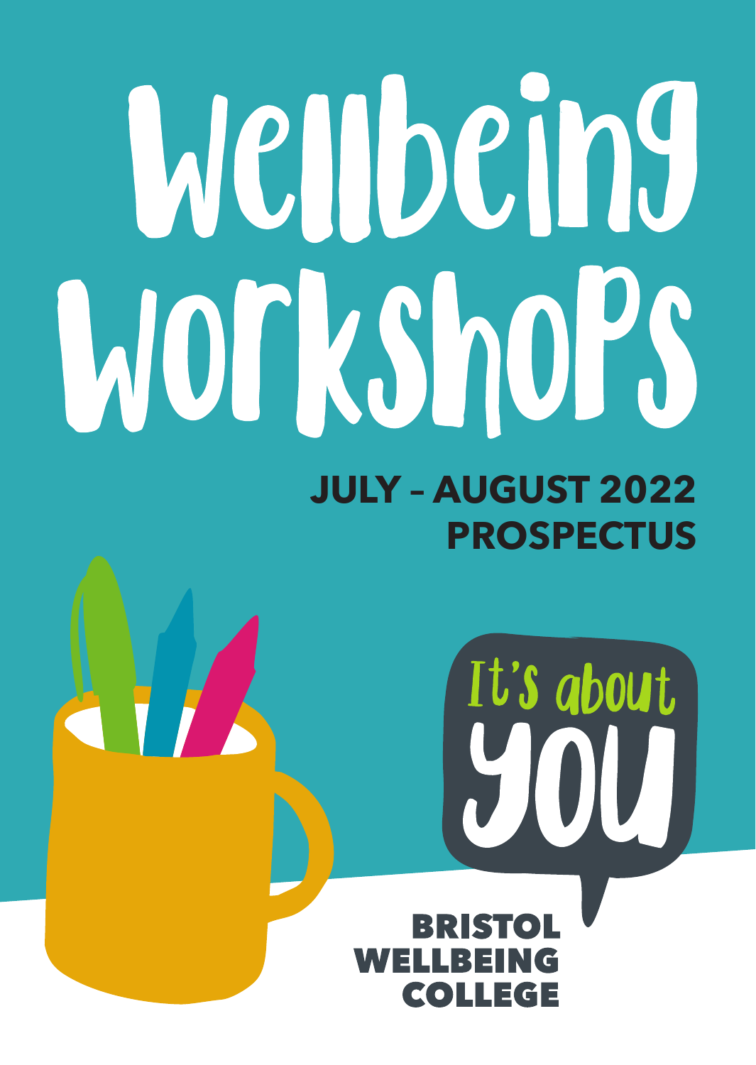# Wellbeing Workshops

## JULY – AUGUST 2022 PROSPECTUS

It's about you

BRISTOL WELLBEING COLLEGE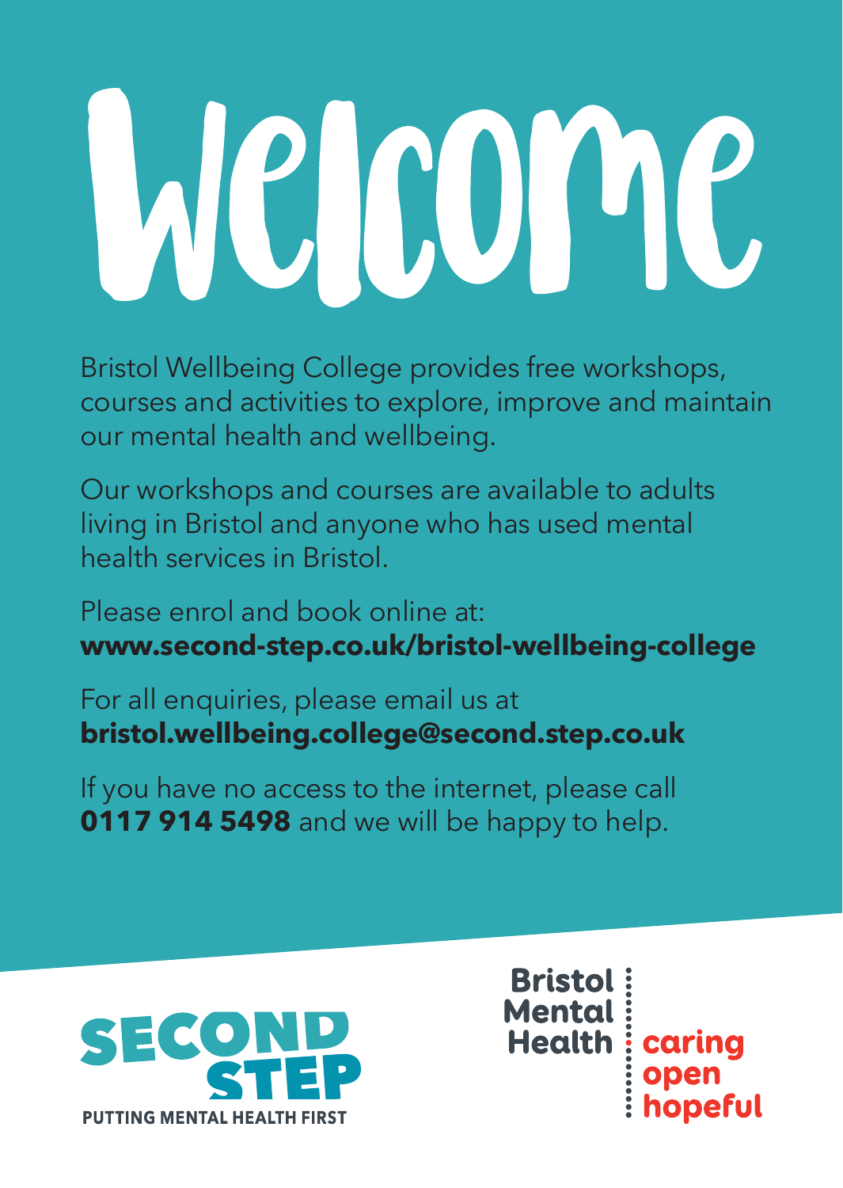# Welcome

Bristol Wellbeing College provides free workshops, courses and activities to explore, improve and maintain our mental health and wellbeing.

Our workshops and courses are available to adults living in Bristol and anyone who has used mental health services in Bristol.

Please enrol and book online at:
**www.second-step.co.uk/bristol-wellbeing-college**

For all enquiries, please email us at
**bristol.wellbeing.college@second.step.co.uk**

If you have no access to the internet, please call **0117 914 5498** and we will be happy to help.

SECOND STEP
PUTTING MENTAL HEALTH FIRST

Bristol Mental Health
caring open hopeful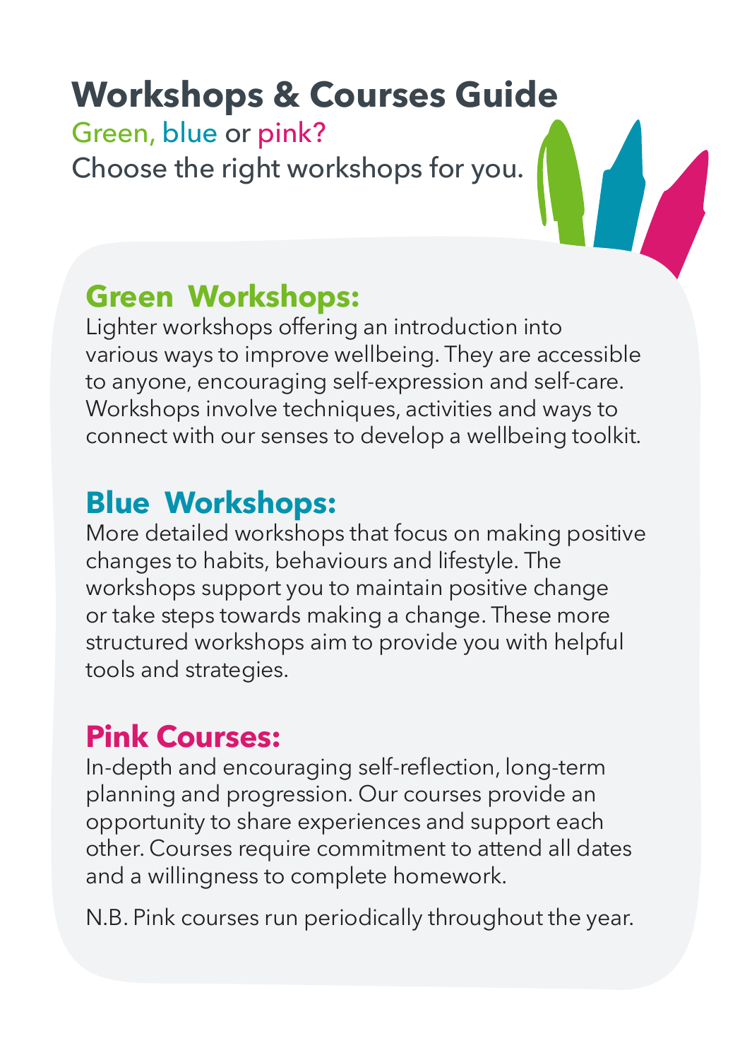# Workshops & Courses Guide

Green, blue or pink?

Choose the right workshops for you.

## Green Workshops:

Lighter workshops offering an introduction into various ways to improve wellbeing. They are accessible to anyone, encouraging self-expression and self-care. Workshops involve techniques, activities and ways to connect with our senses to develop a wellbeing toolkit.

## Blue Workshops:

More detailed workshops that focus on making positive changes to habits, behaviours and lifestyle. The workshops support you to maintain positive change or take steps towards making a change. These more structured workshops aim to provide you with helpful tools and strategies.

## Pink Courses:

In-depth and encouraging self-reflection, long-term planning and progression. Our courses provide an opportunity to share experiences and support each other. Courses require commitment to attend all dates and a willingness to complete homework.

N.B. Pink courses run periodically throughout the year.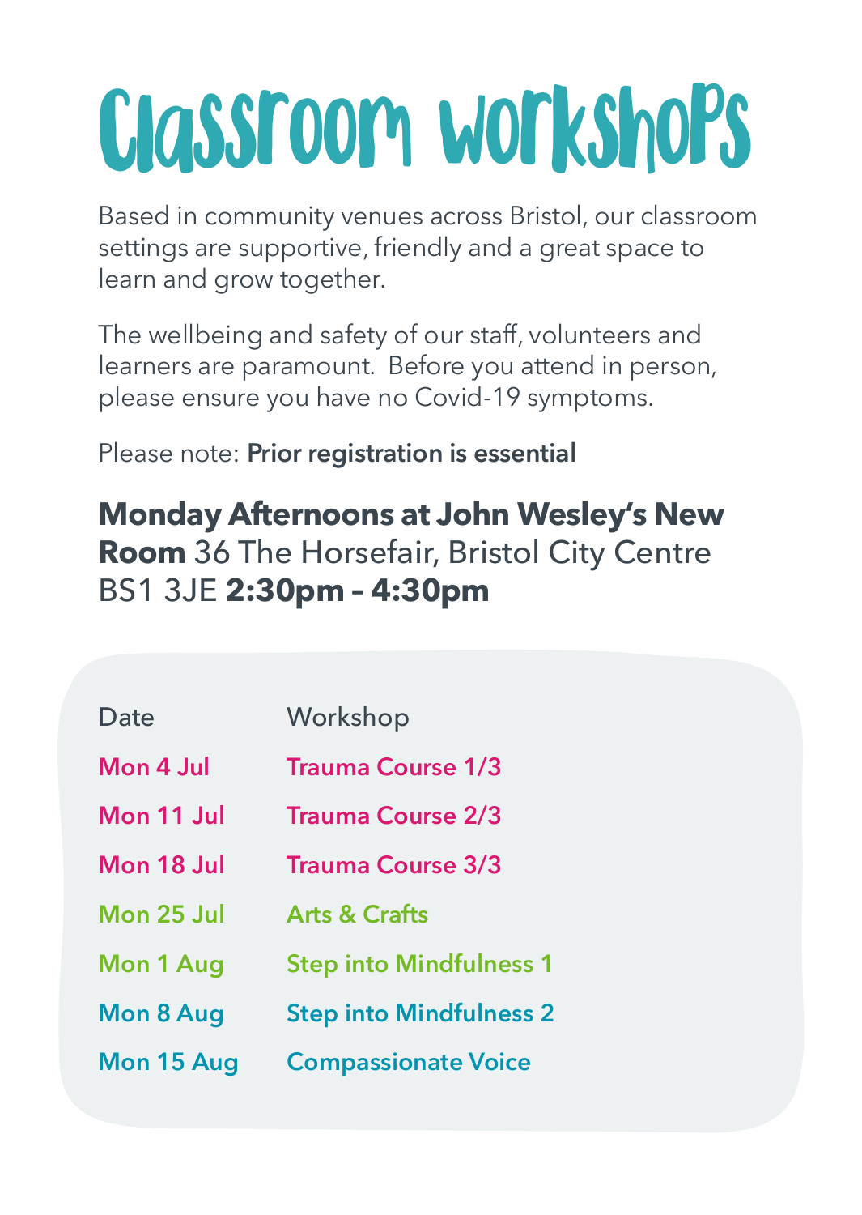# Classroom workshops

Based in community venues across Bristol, our classroom settings are supportive, friendly and a great space to learn and grow together.

The wellbeing and safety of our staff, volunteers and learners are paramount. Before you attend in person, please ensure you have no Covid-19 symptoms.

Please note: **Prior registration is essential**

**Monday Afternoons at John Wesley's New Room** 36 The Horsefair, Bristol City Centre BS1 3JE **2:30pm – 4:30pm**

| Date | Workshop |
|---|---|
| **Mon 4 Jul** | **Trauma Course 1/3** |
| **Mon 11 Jul** | **Trauma Course 2/3** |
| **Mon 18 Jul** | **Trauma Course 3/3** |
| **Mon 25 Jul** | **Arts & Crafts** |
| **Mon 1 Aug** | **Step into Mindfulness 1** |
| **Mon 8 Aug** | **Step into Mindfulness 2** |
| **Mon 15 Aug** | **Compassionate Voice** |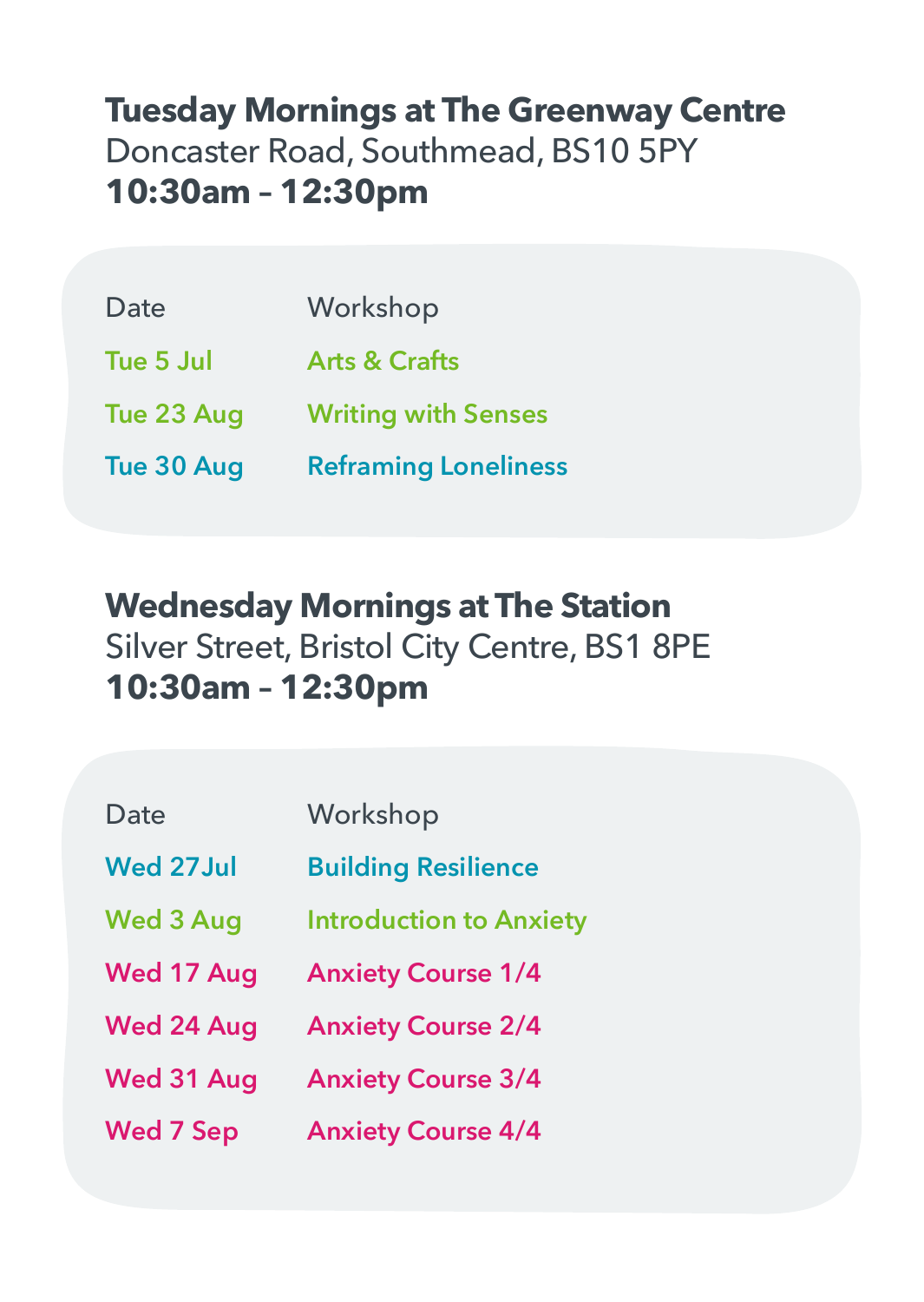**Tuesday Mornings at The Greenway Centre**
Doncaster Road, Southmead, BS10 5PY
**10:30am – 12:30pm**

| Date | Workshop |
| --- | --- |
| Tue 5 Jul | Arts & Crafts |
| Tue 23 Aug | Writing with Senses |
| Tue 30 Aug | Reframing Loneliness |

**Wednesday Mornings at The Station**
Silver Street, Bristol City Centre, BS1 8PE
**10:30am – 12:30pm**

| Date | Workshop |
| --- | --- |
| Wed 27Jul | Building Resilience |
| Wed 3 Aug | Introduction to Anxiety |
| Wed 17 Aug | Anxiety Course 1/4 |
| Wed 24 Aug | Anxiety Course 2/4 |
| Wed 31 Aug | Anxiety Course 3/4 |
| Wed 7 Sep | Anxiety Course 4/4 |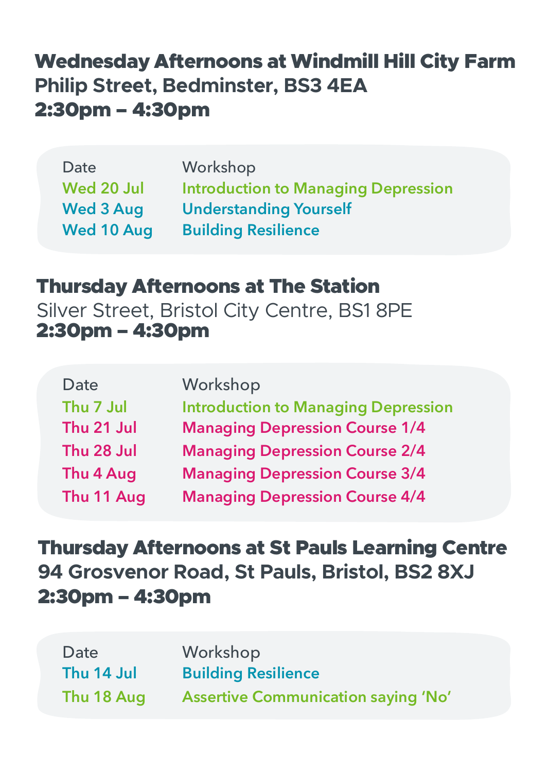## Wednesday Afternoons at Windmill Hill City Farm

**Philip Street, Bedminster, BS3 4EA**

**2:30pm – 4:30pm**

| Date | Workshop |
| --- | --- |
| Wed 20 Jul | Introduction to Managing Depression |
| Wed 3 Aug | Understanding Yourself |
| Wed 10 Aug | Building Resilience |

## Thursday Afternoons at The Station

Silver Street, Bristol City Centre, BS1 8PE

**2:30pm – 4:30pm**

| Date | Workshop |
| --- | --- |
| Thu 7 Jul | Introduction to Managing Depression |
| Thu 21 Jul | Managing Depression Course 1/4 |
| Thu 28 Jul | Managing Depression Course 2/4 |
| Thu 4 Aug | Managing Depression Course 3/4 |
| Thu 11 Aug | Managing Depression Course 4/4 |

## Thursday Afternoons at St Pauls Learning Centre

**94 Grosvenor Road, St Pauls, Bristol, BS2 8XJ**

**2:30pm – 4:30pm**

| Date | Workshop |
| --- | --- |
| Thu 14 Jul | Building Resilience |
| Thu 18 Aug | Assertive Communication saying 'No' |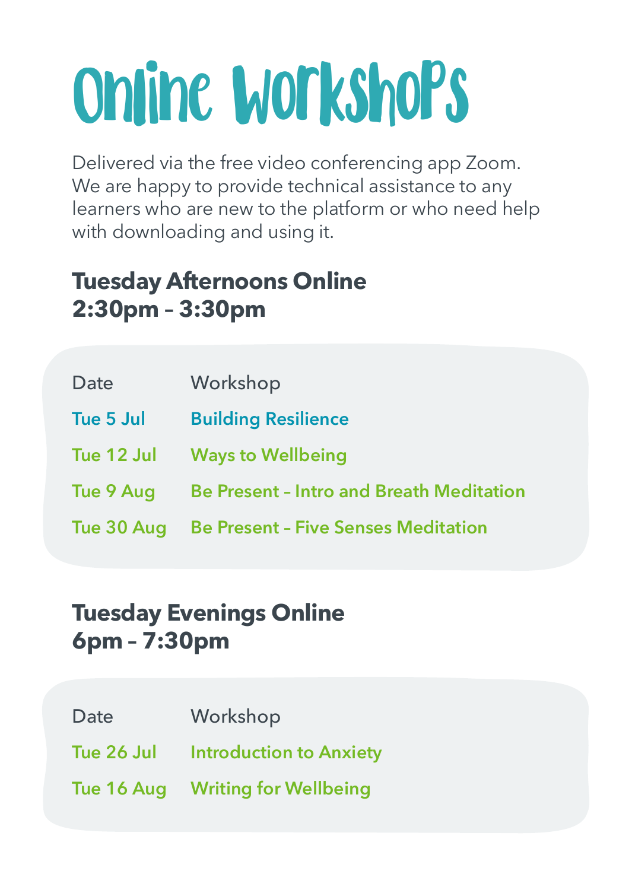# Online Workshops

Delivered via the free video conferencing app Zoom. We are happy to provide technical assistance to any learners who are new to the platform or who need help with downloading and using it.

## Tuesday Afternoons Online
## 2:30pm – 3:30pm

| Date | Workshop |
| --- | --- |
| **Tue 5 Jul** | **Building Resilience** |
| **Tue 12 Jul** | **Ways to Wellbeing** |
| **Tue 9 Aug** | **Be Present – Intro and Breath Meditation** |
| **Tue 30 Aug** | **Be Present – Five Senses Meditation** |

## Tuesday Evenings Online
## 6pm – 7:30pm

| Date | Workshop |
| --- | --- |
| **Tue 26 Jul** | **Introduction to Anxiety** |
| **Tue 16 Aug** | **Writing for Wellbeing** |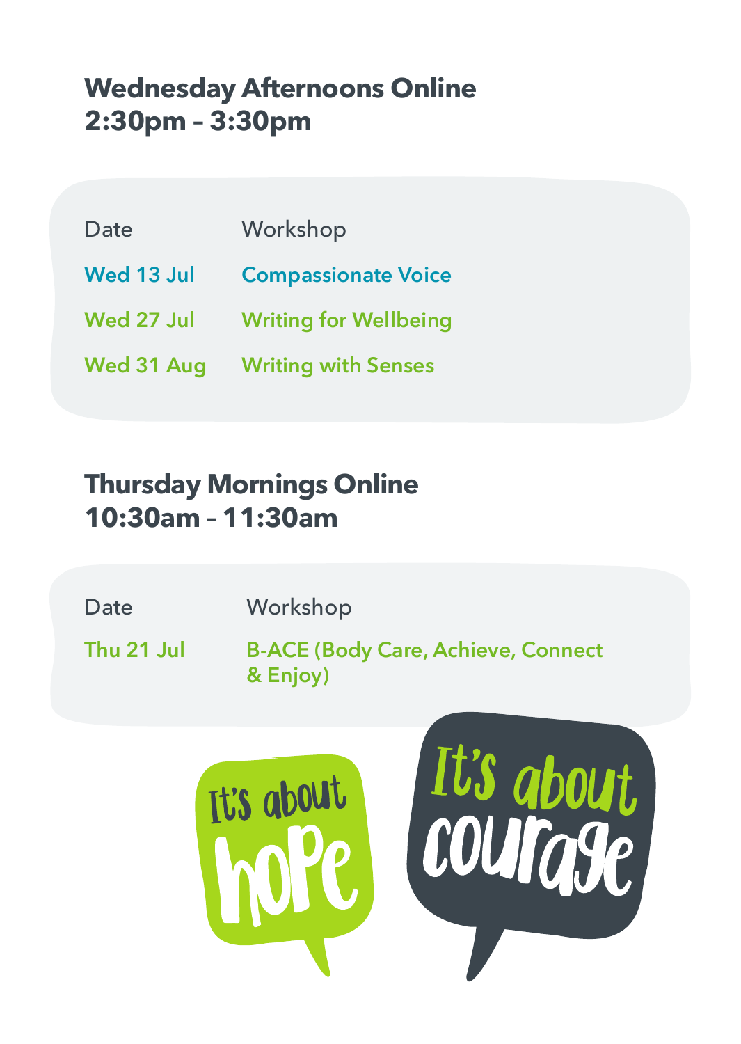## Wednesday Afternoons Online
## 2:30pm – 3:30pm

| Date | Workshop |
| --- | --- |
| Wed 13 Jul | Compassionate Voice |
| Wed 27 Jul | Writing for Wellbeing |
| Wed 31 Aug | Writing with Senses |

## Thursday Mornings Online
## 10:30am – 11:30am

| Date | Workshop |
| --- | --- |
| Thu 21 Jul | B-ACE (Body Care, Achieve, Connect & Enjoy) |

It's about hope

It's about courage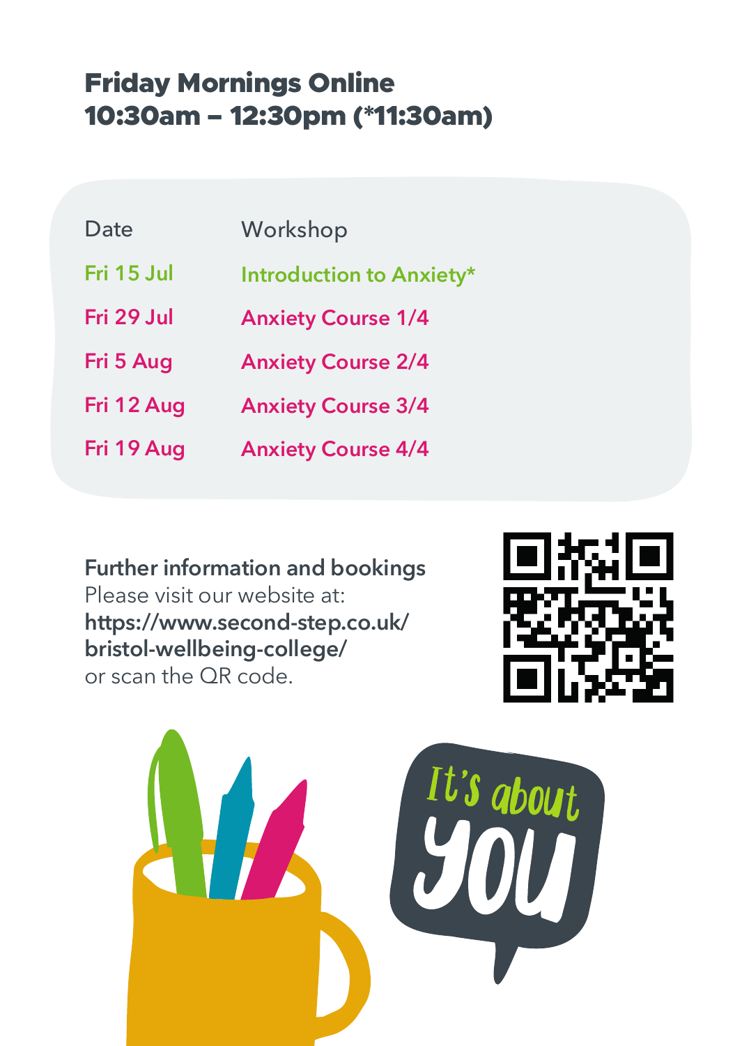## Friday Mornings Online
## 10:30am – 12:30pm (*11:30am)

| Date | Workshop |
| --- | --- |
| Fri 15 Jul | Introduction to Anxiety* |
| Fri 29 Jul | Anxiety Course 1/4 |
| Fri 5 Aug | Anxiety Course 2/4 |
| Fri 12 Aug | Anxiety Course 3/4 |
| Fri 19 Aug | Anxiety Course 4/4 |

**Further information and bookings**
Please visit our website at:
**https://www.second-step.co.uk/bristol-wellbeing-college/**
or scan the QR code.

It's about YOU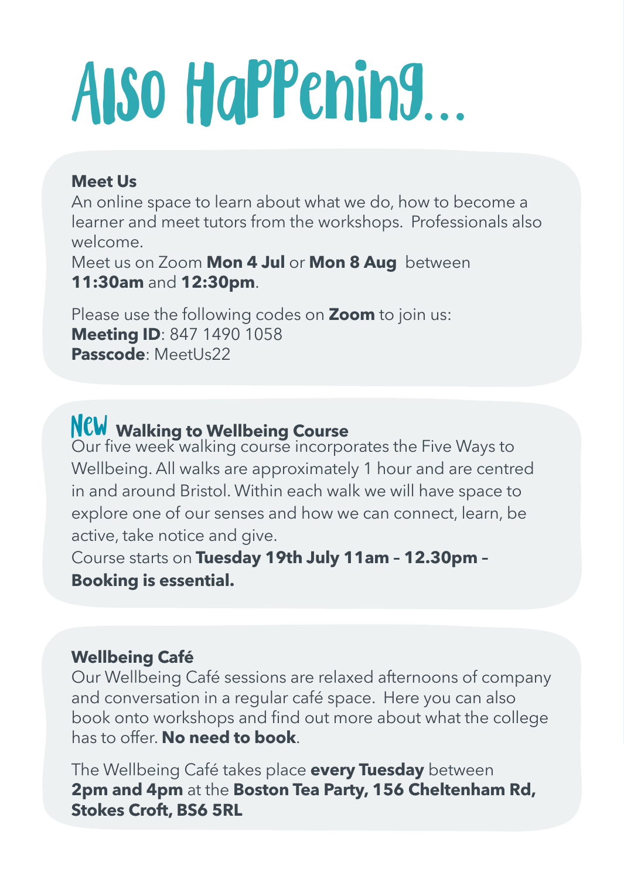# Also Happening...

### Meet Us

An online space to learn about what we do, how to become a learner and meet tutors from the workshops. Professionals also welcome.

Meet us on Zoom **Mon 4 Jul** or **Mon 8 Aug** between **11:30am** and **12:30pm**.

Please use the following codes on **Zoom** to join us:
**Meeting ID**: 847 1490 1058
**Passcode**: MeetUs22

### New **Walking to Wellbeing Course**

Our five week walking course incorporates the Five Ways to Wellbeing. All walks are approximately 1 hour and are centred in and around Bristol. Within each walk we will have space to explore one of our senses and how we can connect, learn, be active, take notice and give.

Course starts on **Tuesday 19th July 11am – 12.30pm – Booking is essential.**

### Wellbeing Café

Our Wellbeing Café sessions are relaxed afternoons of company and conversation in a regular café space. Here you can also book onto workshops and find out more about what the college has to offer. **No need to book**.

The Wellbeing Café takes place **every Tuesday** between **2pm and 4pm** at the **Boston Tea Party, 156 Cheltenham Rd, Stokes Croft, BS6 5RL**